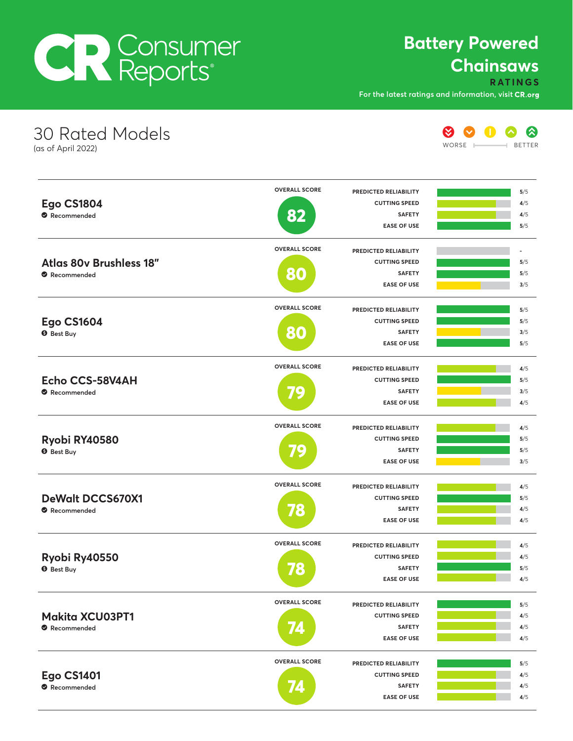# Consumer Reports

## Battery Powered Chainsaws

**RATINGS**

For the latest ratings and information, visit **CR.org**

## 30 Rated Models

(as of April 2022)

WORSE — BETTER

| Model | Designation | Overall Score | Predicted Reliability | Cutting Speed | Safety | Ease of Use |
|---|---|---|---|---|---|---|
| **Ego CS1804** | Recommended | 82 | 5/5 | 4/5 | 4/5 | 5/5 |
| **Atlas 80v Brushless 18"** | Recommended | 80 | - | 5/5 | 5/5 | 3/5 |
| **Ego CS1604** | Best Buy | 80 | 5/5 | 5/5 | 3/5 | 5/5 |
| **Echo CCS-58V4AH** | Recommended | 79 | 4/5 | 5/5 | 3/5 | 4/5 |
| **Ryobi RY40580** | Best Buy | 79 | 4/5 | 5/5 | 5/5 | 3/5 |
| **DeWalt DCCS670X1** | Recommended | 78 | 4/5 | 5/5 | 4/5 | 4/5 |
| **Ryobi Ry40550** | Best Buy | 78 | 4/5 | 4/5 | 5/5 | 4/5 |
| **Makita XCU03PT1** | Recommended | 74 | 5/5 | 4/5 | 4/5 | 4/5 |
| **Ego CS1401** | Recommended | 74 | 5/5 | 4/5 | 4/5 | 4/5 |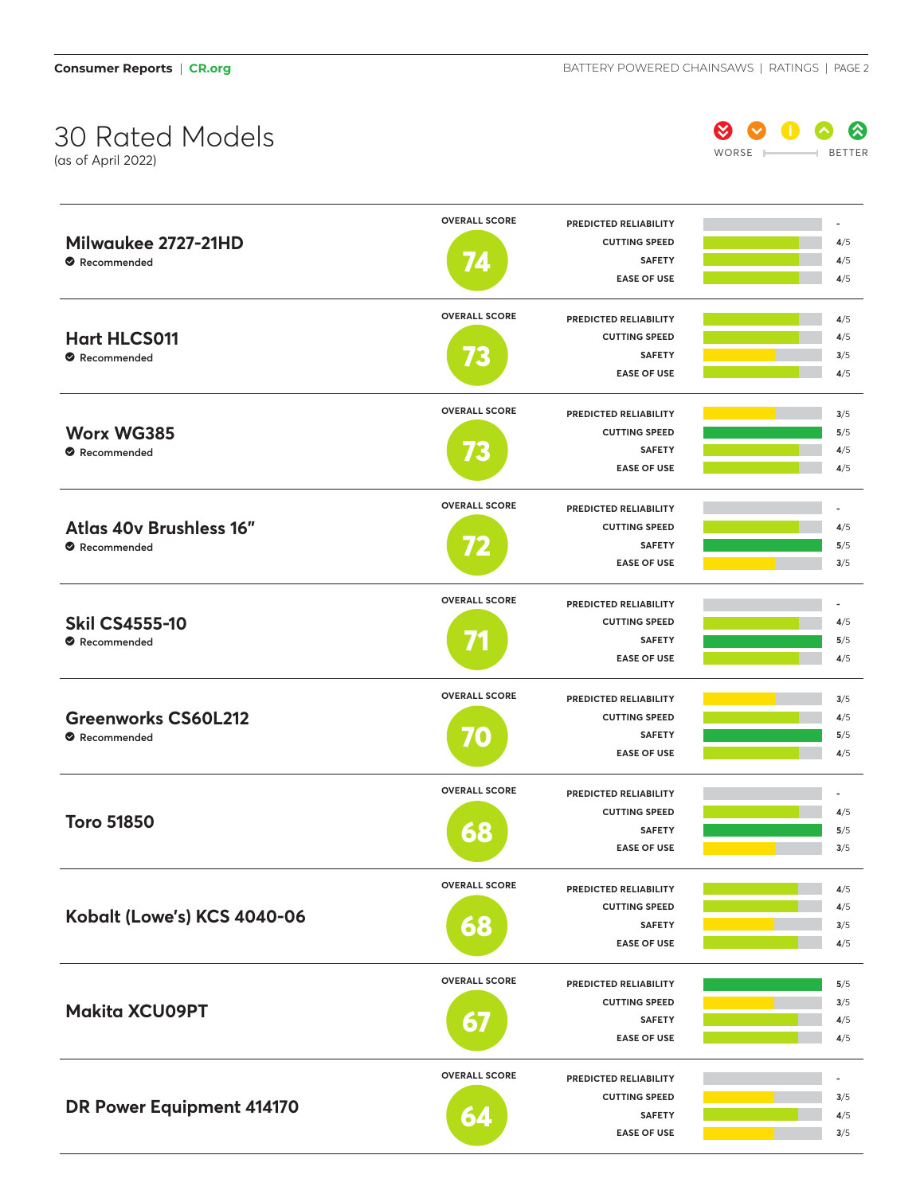# 30 Rated Models

(as of April 2022)

WORSE → BETTER

| Model | Recommended | Overall Score | Predicted Reliability | Cutting Speed | Safety | Ease of Use |
|---|---|---|---|---|---|---|
| Milwaukee 2727-21HD | Recommended | 74 | - | 4/5 | 4/5 | 4/5 |
| Hart HLCS011 | Recommended | 73 | 4/5 | 4/5 | 3/5 | 4/5 |
| Worx WG385 | Recommended | 73 | 3/5 | 5/5 | 4/5 | 4/5 |
| Atlas 40v Brushless 16" | Recommended | 72 | - | 4/5 | 5/5 | 3/5 |
| Skil CS4555-10 | Recommended | 71 | - | 4/5 | 5/5 | 4/5 |
| Greenworks CS60L212 | Recommended | 70 | 3/5 | 4/5 | 5/5 | 4/5 |
| Toro 51850 | | 68 | - | 4/5 | 5/5 | 3/5 |
| Kobalt (Lowe's) KCS 4040-06 | | 68 | 4/5 | 4/5 | 3/5 | 4/5 |
| Makita XCU09PT | | 67 | 5/5 | 3/5 | 4/5 | 4/5 |
| DR Power Equipment 414170 | | 64 | - | 3/5 | 4/5 | 3/5 |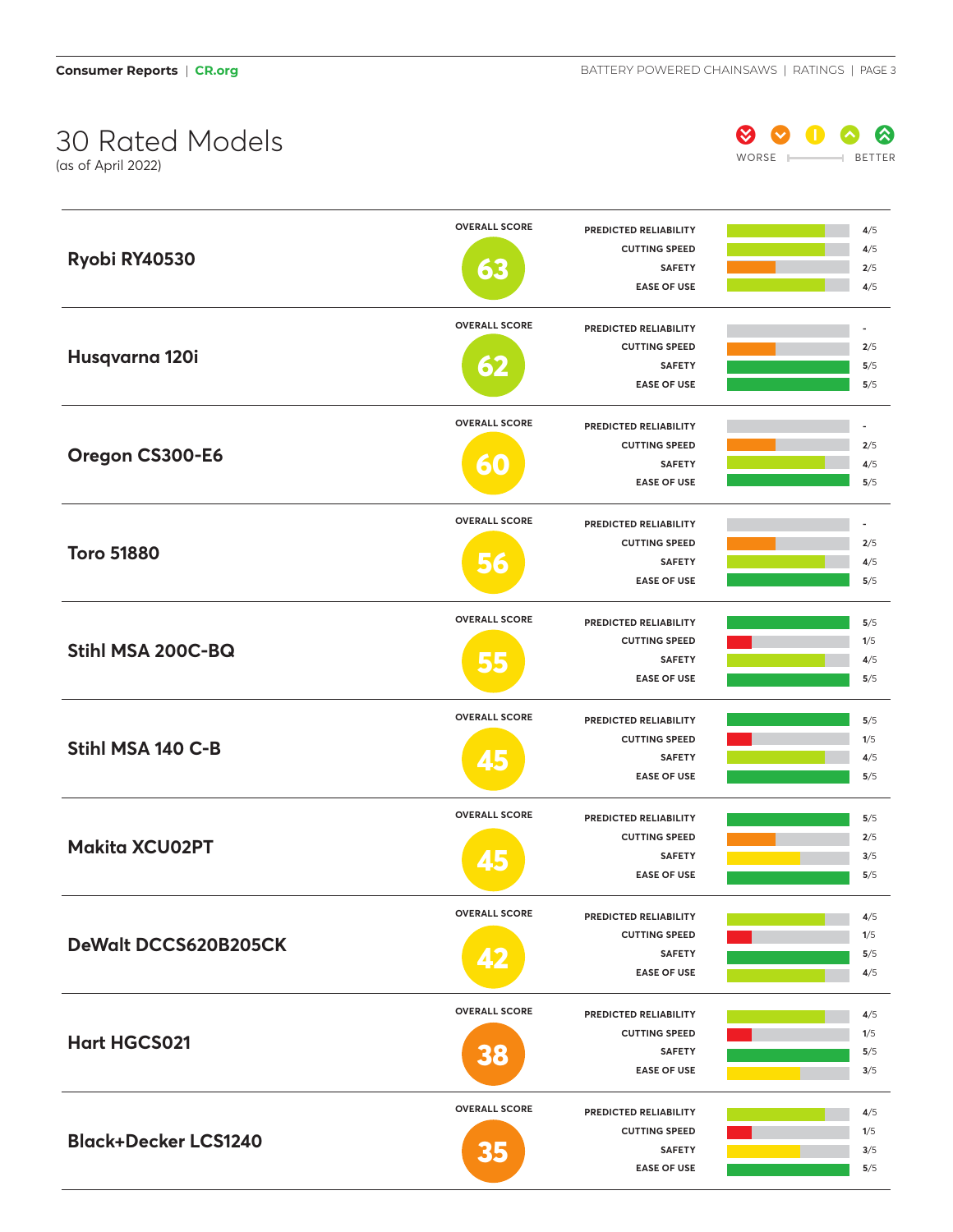# 30 Rated Models

(as of April 2022)

WORSE — BETTER

| Model | Overall Score | Predicted Reliability | Cutting Speed | Safety | Ease of Use |
|---|---|---|---|---|---|
| Ryobi RY40530 | 63 | 4/5 | 4/5 | 2/5 | 4/5 |
| Husqvarna 120i | 62 | - | 2/5 | 5/5 | 5/5 |
| Oregon CS300-E6 | 60 | - | 2/5 | 4/5 | 5/5 |
| Toro 51880 | 56 | - | 2/5 | 4/5 | 5/5 |
| Stihl MSA 200C-BQ | 55 | 5/5 | 1/5 | 4/5 | 5/5 |
| Stihl MSA 140 C-B | 45 | 5/5 | 1/5 | 4/5 | 5/5 |
| Makita XCU02PT | 45 | 5/5 | 2/5 | 3/5 | 5/5 |
| DeWalt DCCS620B205CK | 42 | 4/5 | 1/5 | 5/5 | 4/5 |
| Hart HGCS021 | 38 | 4/5 | 1/5 | 5/5 | 3/5 |
| Black+Decker LCS1240 | 35 | 4/5 | 1/5 | 3/5 | 5/5 |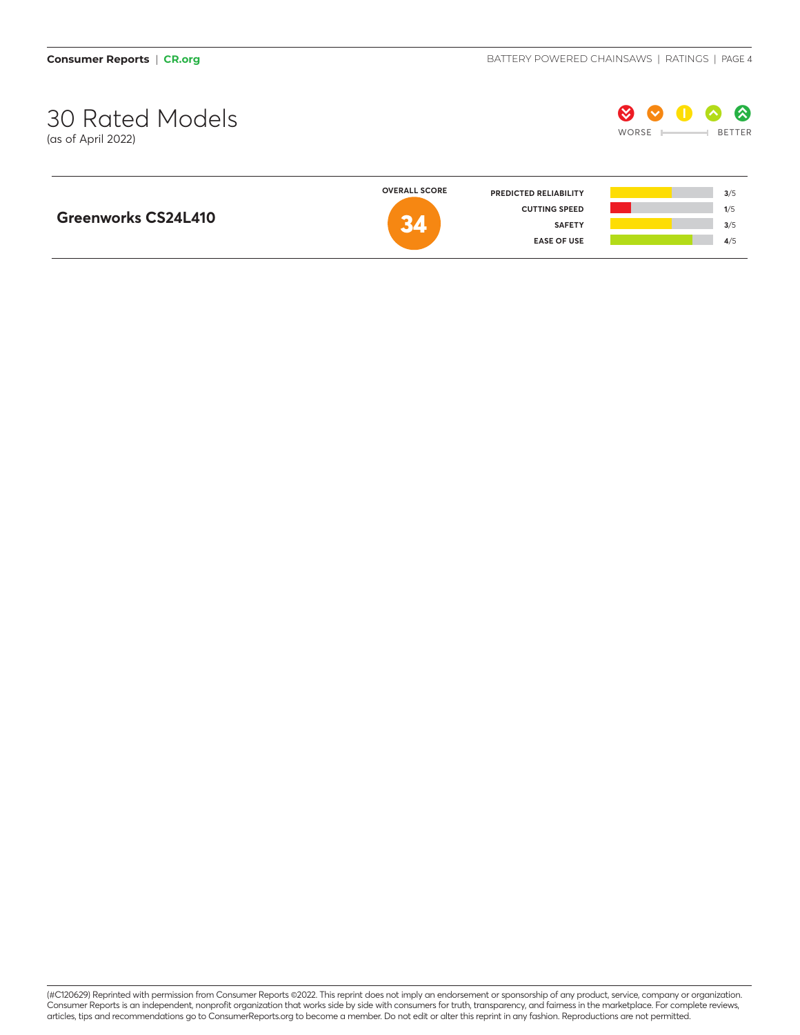# 30 Rated Models

(as of April 2022)

WORSE — BETTER

## Greenworks CS24L410

OVERALL SCORE

34

PREDICTED RELIABILITY 3/5

CUTTING SPEED 1/5

SAFETY 3/5

EASE OF USE 4/5

(#C120629) Reprinted with permission from Consumer Reports ©2022. This reprint does not imply an endorsement or sponsorship of any product, service, company or organization. Consumer Reports is an independent, nonprofit organization that works side by side with consumers for truth, transparency, and fairness in the marketplace. For complete reviews, articles, tips and recommendations go to ConsumerReports.org to become a member. Do not edit or alter this reprint in any fashion. Reproductions are not permitted.